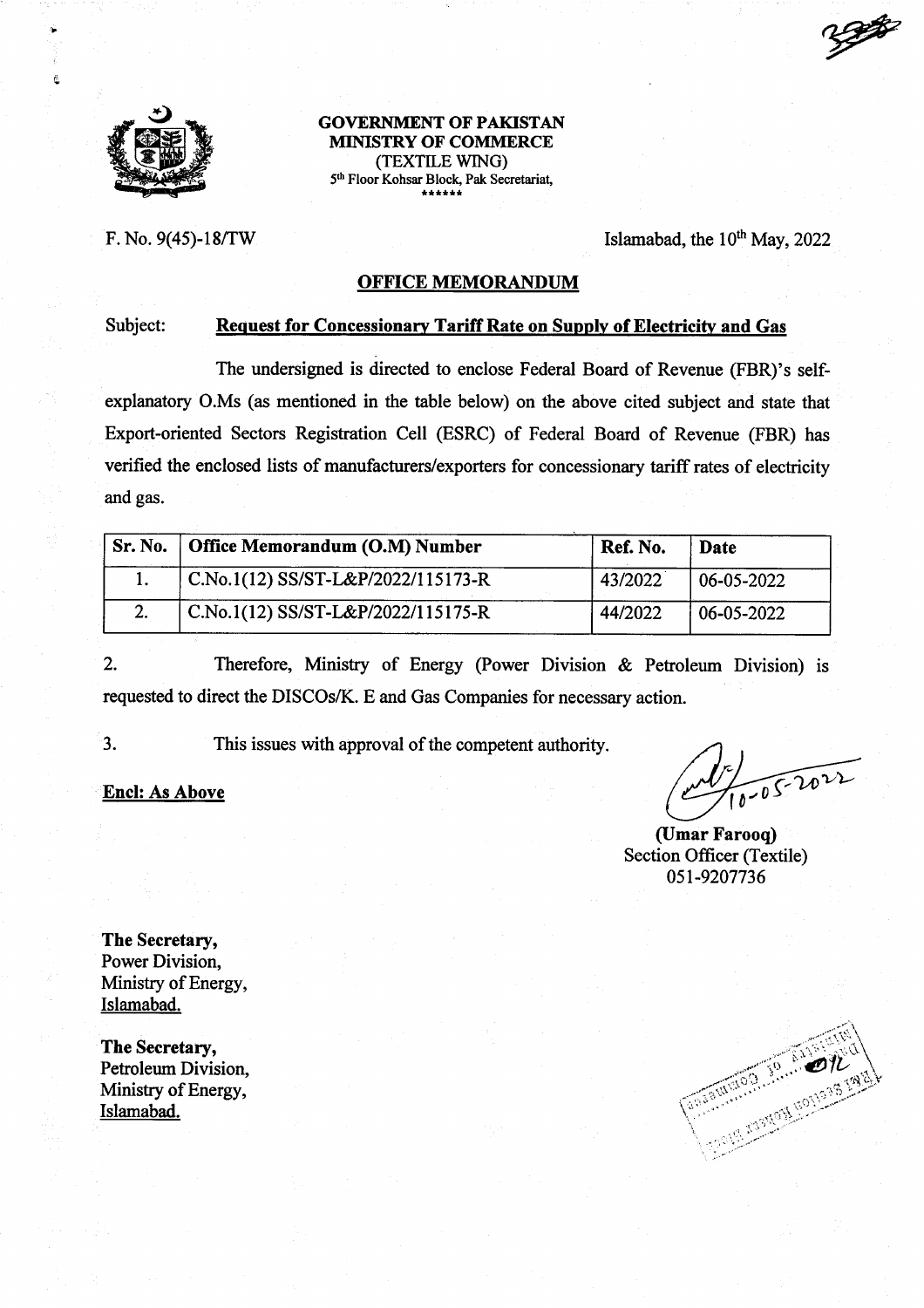**GOVERNMENT OF PAKISTAN**
**MINISTRY OF COMMERCE**
(TEXTILE WING)
5th Floor Kohsar Block, Pak Secretariat,
\*\*\*\*\*\*

F. No. 9(45)-18/TW

Islamabad, the 10th May, 2022

## OFFICE MEMORANDUM

Subject: **Request for Concessionary Tariff Rate on Supply of Electricity and Gas**

The undersigned is directed to enclose Federal Board of Revenue (FBR)'s self-explanatory O.Ms (as mentioned in the table below) on the above cited subject and state that Export-oriented Sectors Registration Cell (ESRC) of Federal Board of Revenue (FBR) has verified the enclosed lists of manufacturers/exporters for concessionary tariff rates of electricity and gas.

| Sr. No. | Office Memorandum (O.M) Number | Ref. No. | Date |
|---|---|---|---|
| 1. | C.No.1(12) SS/ST-L&P/2022/115173-R | 43/2022 | 06-05-2022 |
| 2. | C.No.1(12) SS/ST-L&P/2022/115175-R | 44/2022 | 06-05-2022 |

2. Therefore, Ministry of Energy (Power Division & Petroleum Division) is requested to direct the DISCOs/K. E and Gas Companies for necessary action.

3. This issues with approval of the competent authority.

**Encl: As Above**

10-05-2022

**(Umar Farooq)**
Section Officer (Textile)
051-9207736

**The Secretary,**
Power Division,
Ministry of Energy,
Islamabad.

**The Secretary,**
Petroleum Division,
Ministry of Energy,
Islamabad.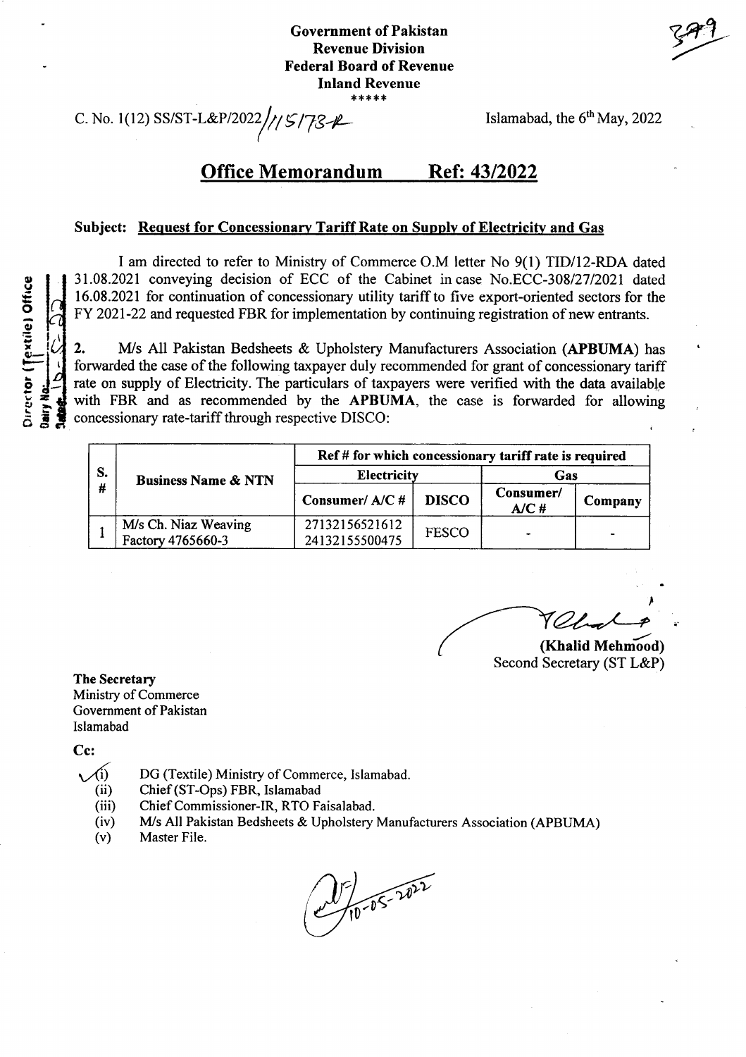**Government of Pakistan**
**Revenue Division**
**Federal Board of Revenue**
**Inland Revenue**
*****

C. No. 1(12) SS/ST-L&P/2022/115178-R

Islamabad, the 6th May, 2022

## Office Memorandum Ref: 43/2022

**Subject: Request for Concessionary Tariff Rate on Supply of Electricity and Gas**

I am directed to refer to Ministry of Commerce O.M letter No 9(1) TID/12-RDA dated 31.08.2021 conveying decision of ECC of the Cabinet in case No.ECC-308/27/2021 dated 16.08.2021 for continuation of concessionary utility tariff to five export-oriented sectors for the FY 2021-22 and requested FBR for implementation by continuing registration of new entrants.

2. M/s All Pakistan Bedsheets & Upholstery Manufacturers Association (**APBUMA**) has forwarded the case of the following taxpayer duly recommended for grant of concessionary tariff rate on supply of Electricity. The particulars of taxpayers were verified with the data available with FBR and as recommended by the **APBUMA**, the case is forwarded for allowing concessionary rate-tariff through respective DISCO:

| S. # | Business Name & NTN | Ref # for which concessionary tariff rate is required | | | |
|---|---|---|---|---|---|
| | | Electricity | | Gas | |
| | | Consumer/ A/C # | DISCO | Consumer/ A/C # | Company |
| 1 | M/s Ch. Niaz Weaving Factory 4765660-3 | 27132156521612 24132155500475 | FESCO | - | - |

(Khalid Mehmood)
Second Secretary (ST L&P)

**The Secretary**
Ministry of Commerce
Government of Pakistan
Islamabad

**Cc:**

(i) DG (Textile) Ministry of Commerce, Islamabad.
(ii) Chief (ST-Ops) FBR, Islamabad
(iii) Chief Commissioner-IR, RTO Faisalabad.
(iv) M/s All Pakistan Bedsheets & Upholstery Manufacturers Association (APBUMA)
(v) Master File.

10-05-2022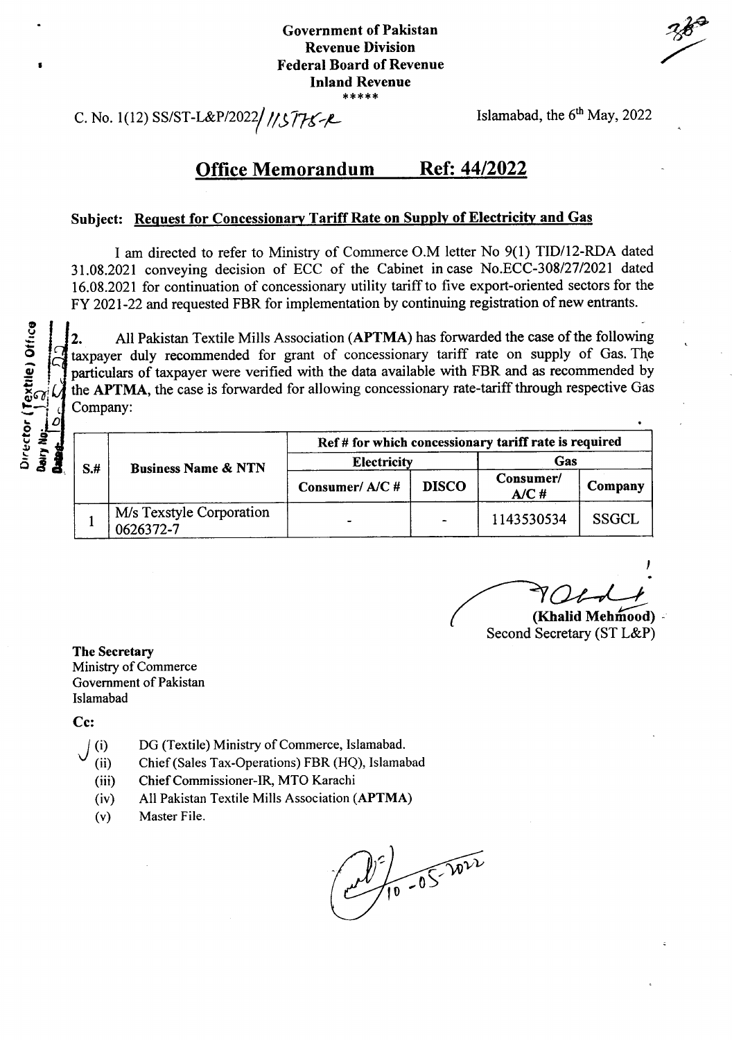**Government of Pakistan**
**Revenue Division**
**Federal Board of Revenue**
**Inland Revenue**
\*\*\*\*\*

C. No. 1(12) SS/ST-L&P/2022/ 115775-R

Islamabad, the 6th May, 2022

## Office Memorandum Ref: 44/2022

**Subject: Request for Concessionary Tariff Rate on Supply of Electricity and Gas**

I am directed to refer to Ministry of Commerce O.M letter No 9(1) TID/12-RDA dated 31.08.2021 conveying decision of ECC of the Cabinet in case No.ECC-308/27/2021 dated 16.08.2021 for continuation of concessionary utility tariff to five export-oriented sectors for the FY 2021-22 and requested FBR for implementation by continuing registration of new entrants.

2. All Pakistan Textile Mills Association (**APTMA**) has forwarded the case of the following taxpayer duly recommended for grant of concessionary tariff rate on supply of Gas. The particulars of taxpayer were verified with the data available with FBR and as recommended by the **APTMA**, the case is forwarded for allowing concessionary rate-tariff through respective Gas Company:

| S.# | Business Name & NTN | Ref # for which concessionary tariff rate is required | | | |
|---|---|---|---|---|---|
| | | Electricity | | Gas | |
| | | Consumer/ A/C # | DISCO | Consumer/ A/C # | Company |
| 1 | M/s Texstyle Corporation 0626372-7 | - | - | 1143530534 | SSGCL |

(Khalid Mehmood)
Second Secretary (ST L&P)

**The Secretary**
Ministry of Commerce
Government of Pakistan
Islamabad

**Cc:**

(i) DG (Textile) Ministry of Commerce, Islamabad.
(ii) Chief (Sales Tax-Operations) FBR (HQ), Islamabad
(iii) Chief Commissioner-IR, MTO Karachi
(iv) All Pakistan Textile Mills Association (**APTMA**)
(v) Master File.

10-05-2022